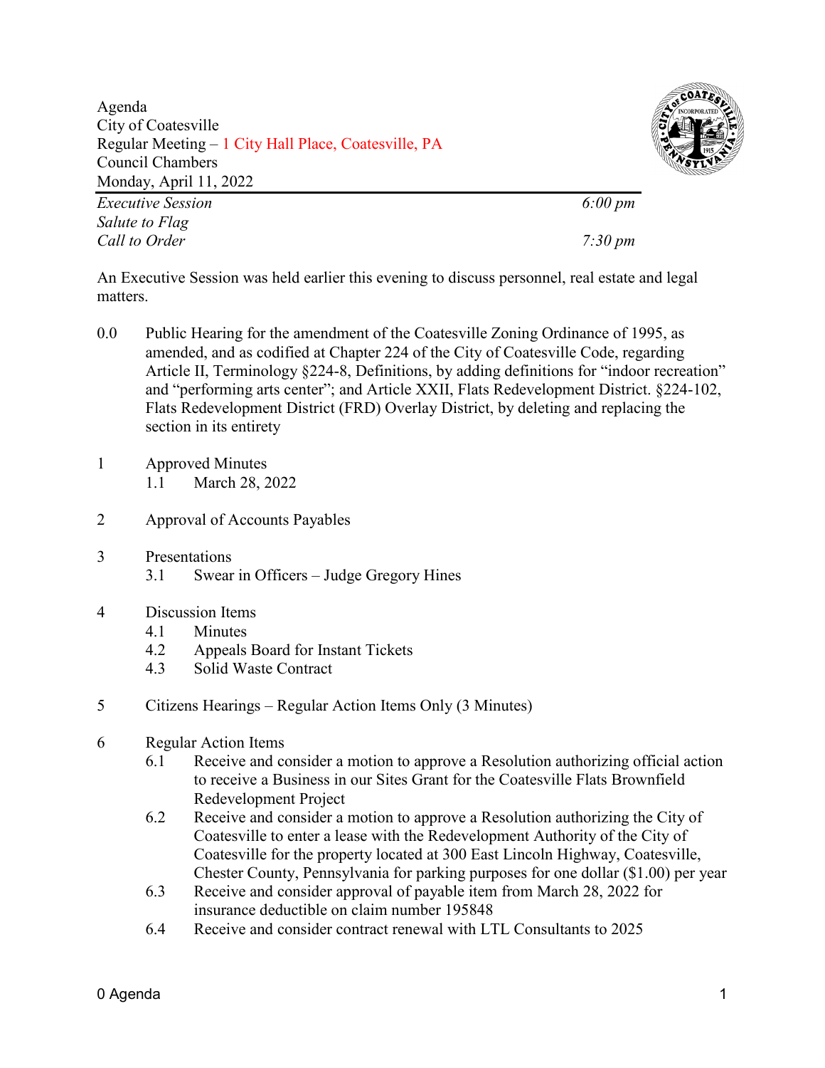Agenda
City of Coatesville
Regular Meeting – 1 City Hall Place, Coatesville, PA
Council Chambers
Monday, April 11, 2022

---

| | |
|---|---|
| *Executive Session* | *6:00 pm* |
| *Salute to Flag* | |
| *Call to Order* | *7:30 pm* |

An Executive Session was held earlier this evening to discuss personnel, real estate and legal matters.

0.0 Public Hearing for the amendment of the Coatesville Zoning Ordinance of 1995, as amended, and as codified at Chapter 224 of the City of Coatesville Code, regarding Article II, Terminology §224-8, Definitions, by adding definitions for "indoor recreation" and "performing arts center"; and Article XXII, Flats Redevelopment District. §224-102, Flats Redevelopment District (FRD) Overlay District, by deleting and replacing the section in its entirety

1 Approved Minutes
- 1.1 March 28, 2022

2 Approval of Accounts Payables

3 Presentations
- 3.1 Swear in Officers – Judge Gregory Hines

4 Discussion Items
- 4.1 Minutes
- 4.2 Appeals Board for Instant Tickets
- 4.3 Solid Waste Contract

5 Citizens Hearings – Regular Action Items Only (3 Minutes)

6 Regular Action Items
- 6.1 Receive and consider a motion to approve a Resolution authorizing official action to receive a Business in our Sites Grant for the Coatesville Flats Brownfield Redevelopment Project
- 6.2 Receive and consider a motion to approve a Resolution authorizing the City of Coatesville to enter a lease with the Redevelopment Authority of the City of Coatesville for the property located at 300 East Lincoln Highway, Coatesville, Chester County, Pennsylvania for parking purposes for one dollar ($1.00) per year
- 6.3 Receive and consider approval of payable item from March 28, 2022 for insurance deductible on claim number 195848
- 6.4 Receive and consider contract renewal with LTL Consultants to 2025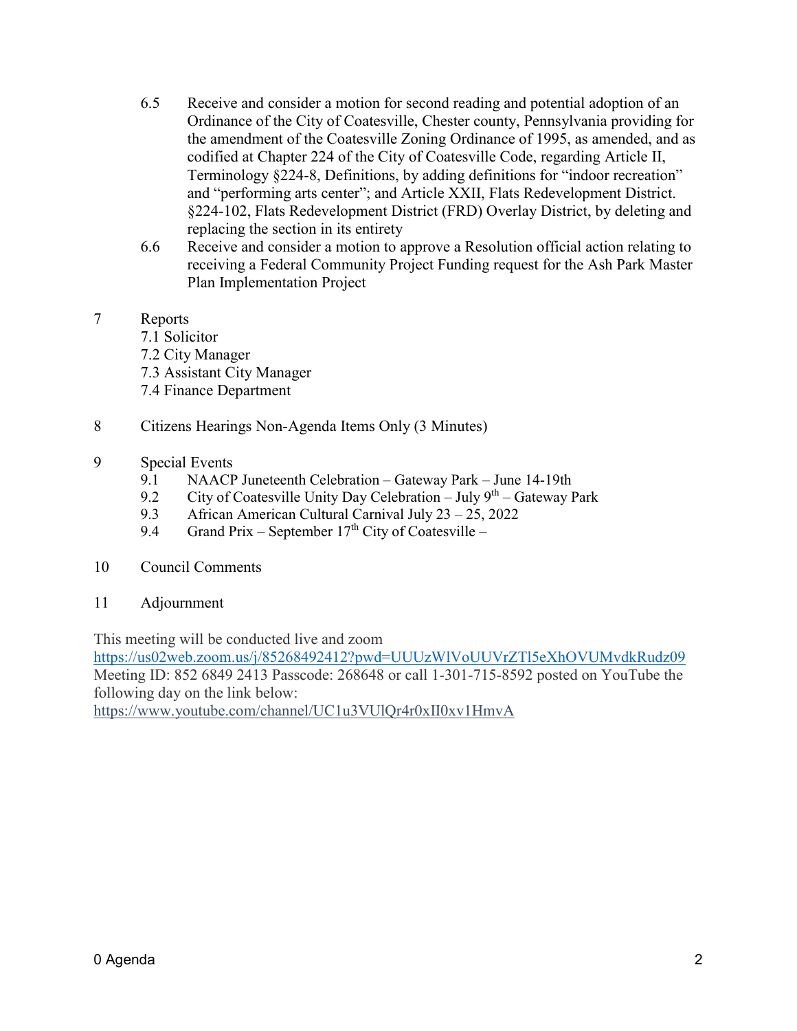6.5 Receive and consider a motion for second reading and potential adoption of an Ordinance of the City of Coatesville, Chester county, Pennsylvania providing for the amendment of the Coatesville Zoning Ordinance of 1995, as amended, and as codified at Chapter 224 of the City of Coatesville Code, regarding Article II, Terminology §224-8, Definitions, by adding definitions for "indoor recreation" and "performing arts center"; and Article XXII, Flats Redevelopment District. §224-102, Flats Redevelopment District (FRD) Overlay District, by deleting and replacing the section in its entirety

6.6 Receive and consider a motion to approve a Resolution official action relating to receiving a Federal Community Project Funding request for the Ash Park Master Plan Implementation Project

7 Reports
- 7.1 Solicitor
- 7.2 City Manager
- 7.3 Assistant City Manager
- 7.4 Finance Department

8 Citizens Hearings Non-Agenda Items Only (3 Minutes)

9 Special Events
- 9.1 NAACP Juneteenth Celebration – Gateway Park – June 14-19th
- 9.2 City of Coatesville Unity Day Celebration – July 9th – Gateway Park
- 9.3 African American Cultural Carnival July 23 – 25, 2022
- 9.4 Grand Prix – September 17th City of Coatesville –

10 Council Comments

11 Adjournment

This meeting will be conducted live and zoom
https://us02web.zoom.us/j/85268492412?pwd=UUUzWlVoUUVrZTl5eXhOVUMvdkRudz09
Meeting ID: 852 6849 2413 Passcode: 268648 or call 1-301-715-8592 posted on YouTube the following day on the link below:
https://www.youtube.com/channel/UC1u3VUlQr4r0xII0xv1HmvA